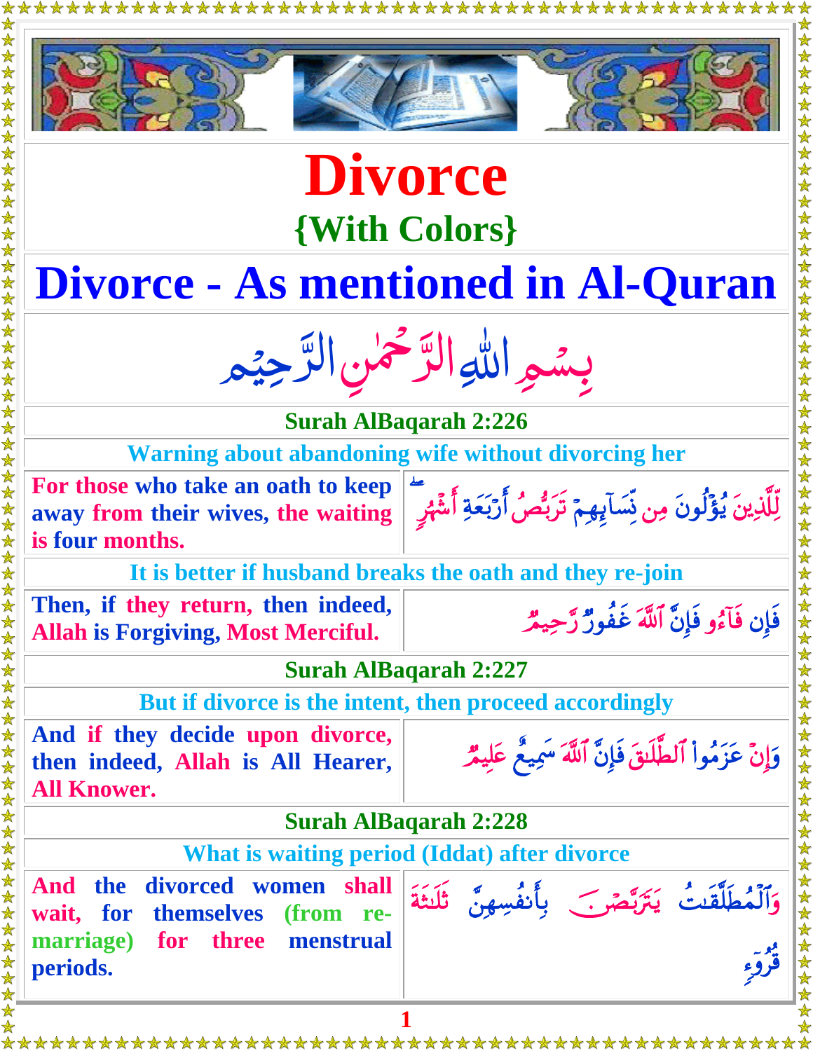# Divorce

## {With Colors}

# Divorce - As mentioned in Al-Quran

بِسۡمِ اللّٰهِ الرَّحۡمٰنِ الرَّحِيۡمِ

**Surah AlBaqarah 2:226**

**Warning about abandoning wife without divorcing her**

| | |
|---|---|
| **For those who take an oath to keep away from their wives, the waiting is four months.** | لِّلَّذِينَ يُؤۡلُونَ مِن نِّسَآئِهِمۡ تَرَبُّصُ أَرۡبَعَةِ أَشۡهُرٍۖ |

**It is better if husband breaks the oath and they re-join**

| | |
|---|---|
| **Then, if they return, then indeed, Allah is Forgiving, Most Merciful.** | فَإِن فَآءُو فَإِنَّ ٱللَّهَ غَفُورٌ رَّحِيمٌ |

**Surah AlBaqarah 2:227**

**But if divorce is the intent, then proceed accordingly**

| | |
|---|---|
| **And if they decide upon divorce, then indeed, Allah is All Hearer, All Knower.** | وَإِنۡ عَزَمُواْ ٱلطَّلَٰقَ فَإِنَّ ٱللَّهَ سَمِيعٌ عَلِيمٌ |

**Surah AlBaqarah 2:228**

**What is waiting period (Iddat) after divorce**

| | |
|---|---|
| **And the divorced women shall wait, for themselves (from re-marriage) for three menstrual periods.** | وَٱلۡمُطَلَّقَٰتُ يَتَرَبَّصۡنَ بِأَنفُسِهِنَّ ثَلَٰثَةَ قُرُوٓءٍ |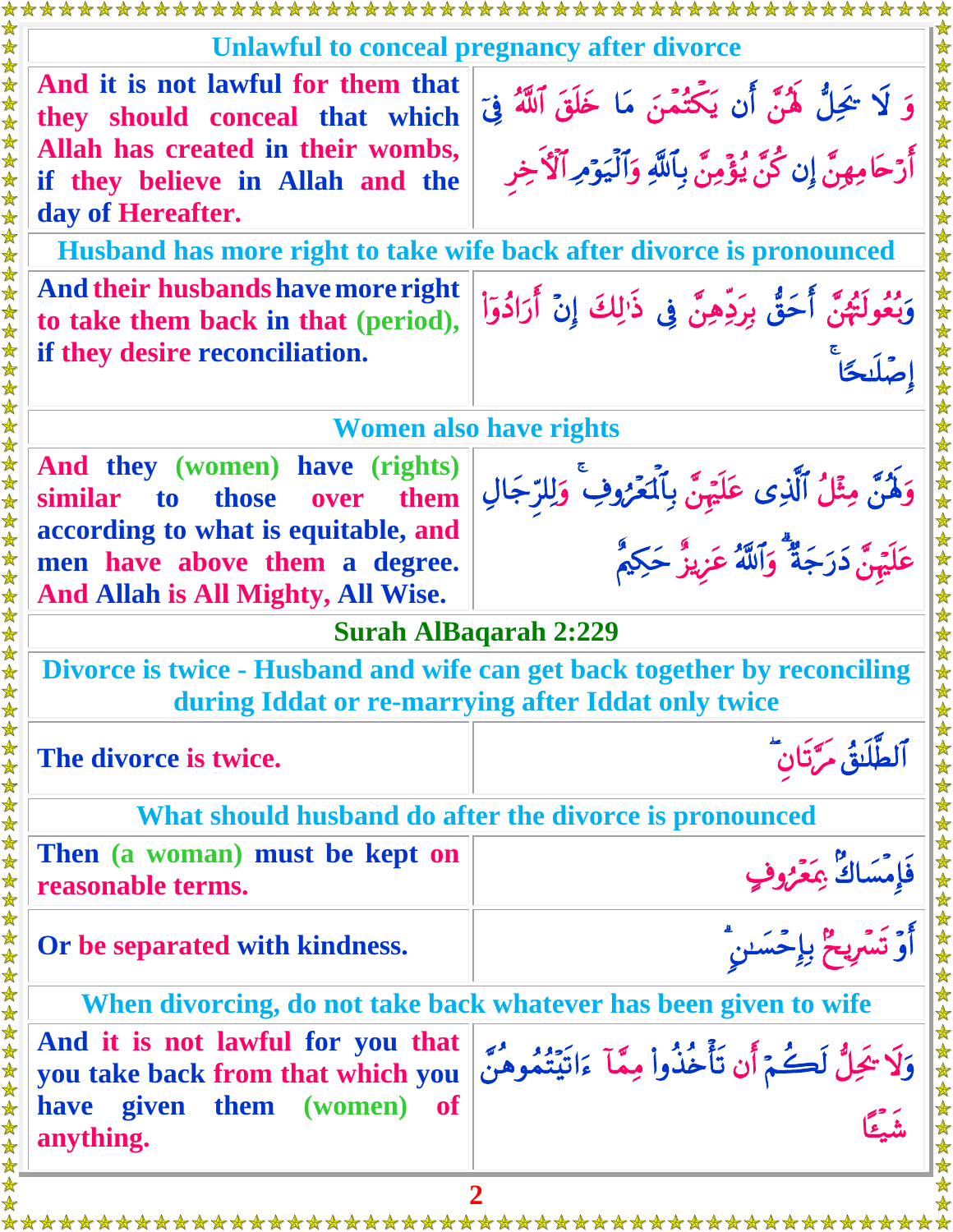| Unlawful to conceal pregnancy after divorce | |
|---|---|
| And it is not lawful for them that they should conceal that which Allah has created in their wombs, if they believe in Allah and the day of Hereafter. | وَ لَا يَحِلُّ لَهُنَّ أَن يَكْتُمْنَ مَا خَلَقَ ٱللَّهُ فِىٓ أَرْحَامِهِنَّ إِن كُنَّ يُؤْمِنَّ بِٱللَّهِ وَٱلْيَوْمِ ٱلْآخِرِ |
| **Husband has more right to take wife back after divorce is pronounced** | |
| And their husbands have more right to take them back in that (period), if they desire reconciliation. | وَبُعُولَتُهُنَّ أَحَقُّ بِرَدِّهِنَّ فِى ذَٰلِكَ إِنْ أَرَادُوٓاْ إِصْلَٰحًا ۚ |
| **Women also have rights** | |
| And they (women) have (rights) similar to those over them according to what is equitable, and men have above them a degree. And Allah is All Mighty, All Wise. | وَلَهُنَّ مِثْلُ ٱلَّذِى عَلَيْهِنَّ بِٱلْمَعْرُوفِ ۚ وَلِلرِّجَالِ عَلَيْهِنَّ دَرَجَةٌ ۗ وَٱللَّهُ عَزِيزٌ حَكِيمٌ |
| **Surah AlBaqarah 2:229** | |
| **Divorce is twice - Husband and wife can get back together by reconciling during Iddat or re-marrying after Iddat only twice** | |
| The divorce is twice. | ٱلطَّلَٰقُ مَرَّتَانِ ۖ |
| **What should husband do after the divorce is pronounced** | |
| Then (a woman) must be kept on reasonable terms. | فَإِمْسَاكٌۢ بِمَعْرُوفٍ |
| Or be separated with kindness. | أَوْ تَسْرِيحٌۢ بِإِحْسَٰنٍ ۗ |
| **When divorcing, do not take back whatever has been given to wife** | |
| And it is not lawful for you that you take back from that which you have given them (women) of anything. | وَلَا يَحِلُّ لَكُمْ أَن تَأْخُذُواْ مِمَّآ ءَاتَيْتُمُوهُنَّ شَيْـًٔا |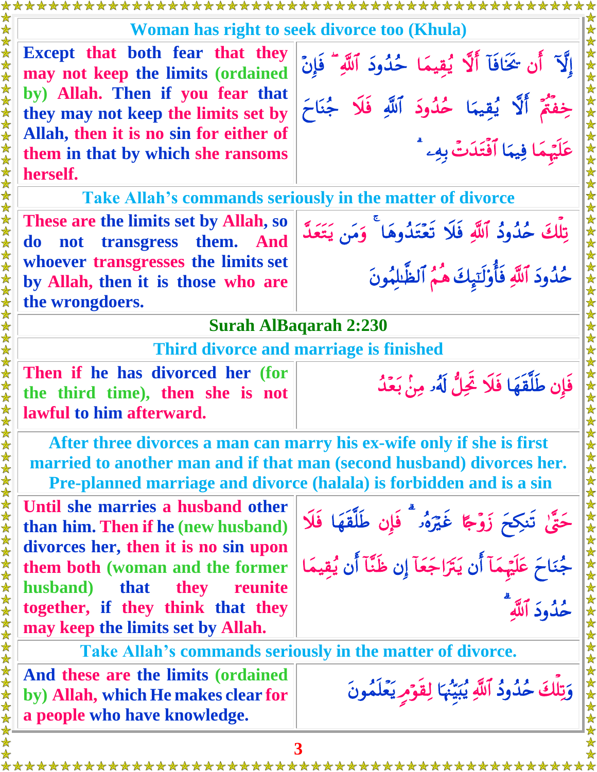### Woman has right to seek divorce too (Khula)

| | |
|---|---|
| Except that both fear that they may not keep the limits (ordained by) Allah. Then if you fear that they may not keep the limits set by Allah, then it is no sin for either of them in that by which she ransoms herself. | إِلَّآ أَن يَخَافَآ أَلَّا يُقِيمَا حُدُودَ ٱللَّهِ ۖ فَإِنْ خِفْتُمْ أَلَّا يُقِيمَا حُدُودَ ٱللَّهِ فَلَا جُنَاحَ عَلَيْهِمَا فِيمَا ٱفْتَدَتْ بِهِۦ ۗ |

### Take Allah's commands seriously in the matter of divorce

| | |
|---|---|
| These are the limits set by Allah, so do not transgress them. And whoever transgresses the limits set by Allah, then it is those who are the wrongdoers. | تِلْكَ حُدُودُ ٱللَّهِ فَلَا تَعْتَدُوهَا ۚ وَمَن يَتَعَدَّ حُدُودَ ٱللَّهِ فَأُو۟لَـٰٓئِكَ هُمُ ٱلظَّـٰلِمُونَ |

## Surah AlBaqarah 2:230

### Third divorce and marriage is finished

| | |
|---|---|
| Then if he has divorced her (for the third time), then she is not lawful to him afterward. | فَإِن طَلَّقَهَا فَلَا تَحِلُّ لَهُۥ مِنۢ بَعْدُ |

### After three divorces a man can marry his ex-wife only if she is first married to another man and if that man (second husband) divorces her. Pre-planned marriage and divorce (halala) is forbidden and is a sin

| | |
|---|---|
| Until she marries a husband other than him. Then if he (new husband) divorces her, then it is no sin upon them both (woman and the former husband) that they reunite together, if they think that they may keep the limits set by Allah. | حَتَّىٰ تَنكِحَ زَوْجًا غَيْرَهُۥ ۗ فَإِن طَلَّقَهَا فَلَا جُنَاحَ عَلَيْهِمَآ أَن يَتَرَاجَعَآ إِن ظَنَّآ أَن يُقِيمَا حُدُودَ ٱللَّهِ ۗ |

### Take Allah's commands seriously in the matter of divorce.

| | |
|---|---|
| And these are the limits (ordained by) Allah, which He makes clear for a people who have knowledge. | وَتِلْكَ حُدُودُ ٱللَّهِ يُبَيِّنُهَا لِقَوْمٍ يَعْلَمُونَ |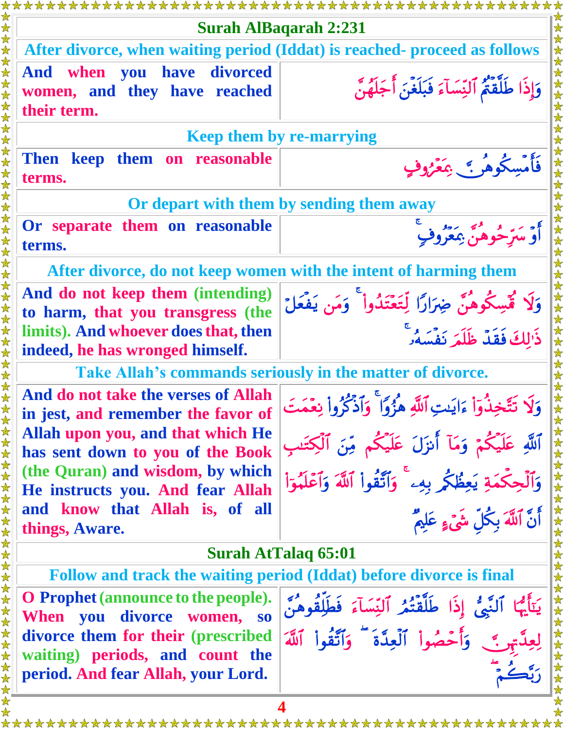## Surah AlBaqarah 2:231

**After divorce, when waiting period (Iddat) is reached- proceed as follows**

| | |
|---|---|
| **And when you have divorced women, and they have reached their term.** | وَإِذَا طَلَّقْتُمُ ٱلنِّسَآءَ فَبَلَغْنَ أَجَلَهُنَّ |

**Keep them by re-marrying**

| | |
|---|---|
| **Then keep them on reasonable terms.** | فَأَمْسِكُوهُنَّ بِمَعْرُوفٍ |

**Or depart with them by sending them away**

| | |
|---|---|
| **Or separate them on reasonable terms.** | أَوْ سَرِّحُوهُنَّ بِمَعْرُوفٍ ۚ |

**After divorce, do not keep women with the intent of harming them**

| | |
|---|---|
| **And do not keep them (intending) to harm, that you transgress (the limits). And whoever does that, then indeed, he has wronged himself.** | وَلَا تُمْسِكُوهُنَّ ضِرَارًا لِّتَعْتَدُوا۟ ۚ وَمَن يَفْعَلْ ذَٰلِكَ فَقَدْ ظَلَمَ نَفْسَهُۥ ۚ |

**Take Allah's commands seriously in the matter of divorce.**

| | |
|---|---|
| **And do not take the verses of Allah in jest, and remember the favor of Allah upon you, and that which He has sent down to you of the Book (the Quran) and wisdom, by which He instructs you. And fear Allah and know that Allah is, of all things, Aware.** | وَلَا تَتَّخِذُوٓا۟ ءَايَٰتِ ٱللَّهِ هُزُوًا ۚ وَٱذْكُرُوا۟ نِعْمَتَ ٱللَّهِ عَلَيْكُمْ وَمَآ أَنزَلَ عَلَيْكُم مِّنَ ٱلْكِتَٰبِ وَٱلْحِكْمَةِ يَعِظُكُم بِهِۦ ۚ وَٱتَّقُوا۟ ٱللَّهَ وَٱعْلَمُوٓا۟ أَنَّ ٱللَّهَ بِكُلِّ شَىْءٍ عَلِيمٌ |

## Surah AtTalaq 65:01

**Follow and track the waiting period (Iddat) before divorce is final**

| | |
|---|---|
| **O Prophet (announce to the people). When you divorce women, so divorce them for their (prescribed waiting) periods, and count the period. And fear Allah, your Lord.** | يَٰٓأَيُّهَا ٱلنَّبِىُّ إِذَا طَلَّقْتُمُ ٱلنِّسَآءَ فَطَلِّقُوهُنَّ لِعِدَّتِهِنَّ وَأَحْصُوا۟ ٱلْعِدَّةَ ۖ وَٱتَّقُوا۟ ٱللَّهَ رَبَّكُمْ ۖ |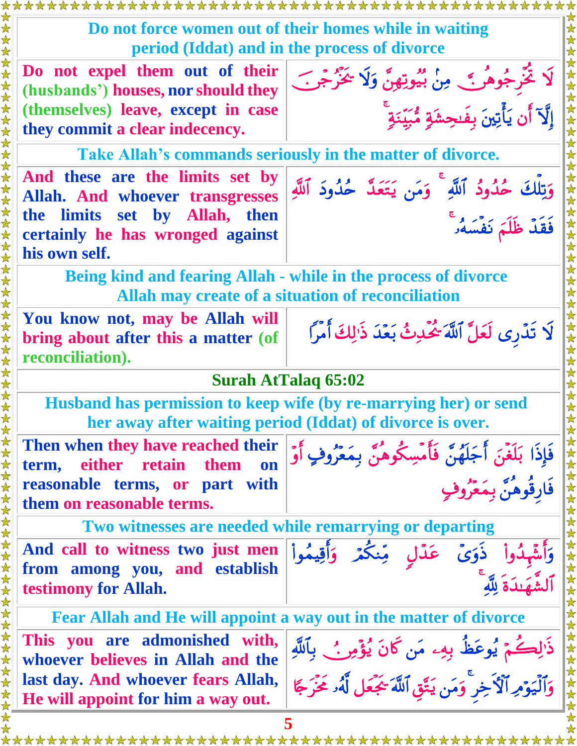**Do not force women out of their homes while in waiting period (Iddat) and in the process of divorce**

| | |
|---|---|
| Do not expel them out of their (husbands') houses, nor should they (themselves) leave, except in case they commit a clear indecency. | لَا تُخْرِجُوهُنَّ مِنۢ بُيُوتِهِنَّ وَلَا يَخْرُجْنَ إِلَّآ أَن يَأْتِينَ بِفَـٰحِشَةٍ مُّبَيِّنَةٍ ۚ |

**Take Allah's commands seriously in the matter of divorce.**

| | |
|---|---|
| And these are the limits set by Allah. And whoever transgresses the limits set by Allah, then certainly he has wronged against his own self. | وَتِلْكَ حُدُودُ ٱللَّهِ ۚ وَمَن يَتَعَدَّ حُدُودَ ٱللَّهِ فَقَدْ ظَلَمَ نَفْسَهُۥ ۚ |

**Being kind and fearing Allah - while in the process of divorce Allah may create of a situation of reconciliation**

| | |
|---|---|
| You know not, may be Allah will bring about after this a matter (of reconciliation). | لَا تَدْرِى لَعَلَّ ٱللَّهَ يُحْدِثُ بَعْدَ ذَٰلِكَ أَمْرًا |

## Surah AtTalaq 65:02

**Husband has permission to keep wife (by re-marrying her) or send her away after waiting period (Iddat) of divorce is over.**

| | |
|---|---|
| Then when they have reached their term, either retain them on reasonable terms, or part with them on reasonable terms. | فَإِذَا بَلَغْنَ أَجَلَهُنَّ فَأَمْسِكُوهُنَّ بِمَعْرُوفٍ أَوْ فَارِقُوهُنَّ بِمَعْرُوفٍ |

**Two witnesses are needed while remarrying or departing**

| | |
|---|---|
| And call to witness two just men from among you, and establish testimony for Allah. | وَأَشْهِدُوا۟ ذَوَىْ عَدْلٍ مِّنكُمْ وَأَقِيمُوا۟ ٱلشَّهَـٰدَةَ لِلَّهِ ۚ |

**Fear Allah and He will appoint a way out in the matter of divorce**

| | |
|---|---|
| This you are admonished with, whoever believes in Allah and the last day. And whoever fears Allah, He will appoint for him a way out. | ذَٰلِكُمْ يُوعَظُ بِهِۦ مَن كَانَ يُؤْمِنُ بِٱللَّهِ وَٱلْيَوْمِ ٱلْـَٔاخِرِ ۚ وَمَن يَتَّقِ ٱللَّهَ يَجْعَل لَّهُۥ مَخْرَجًا |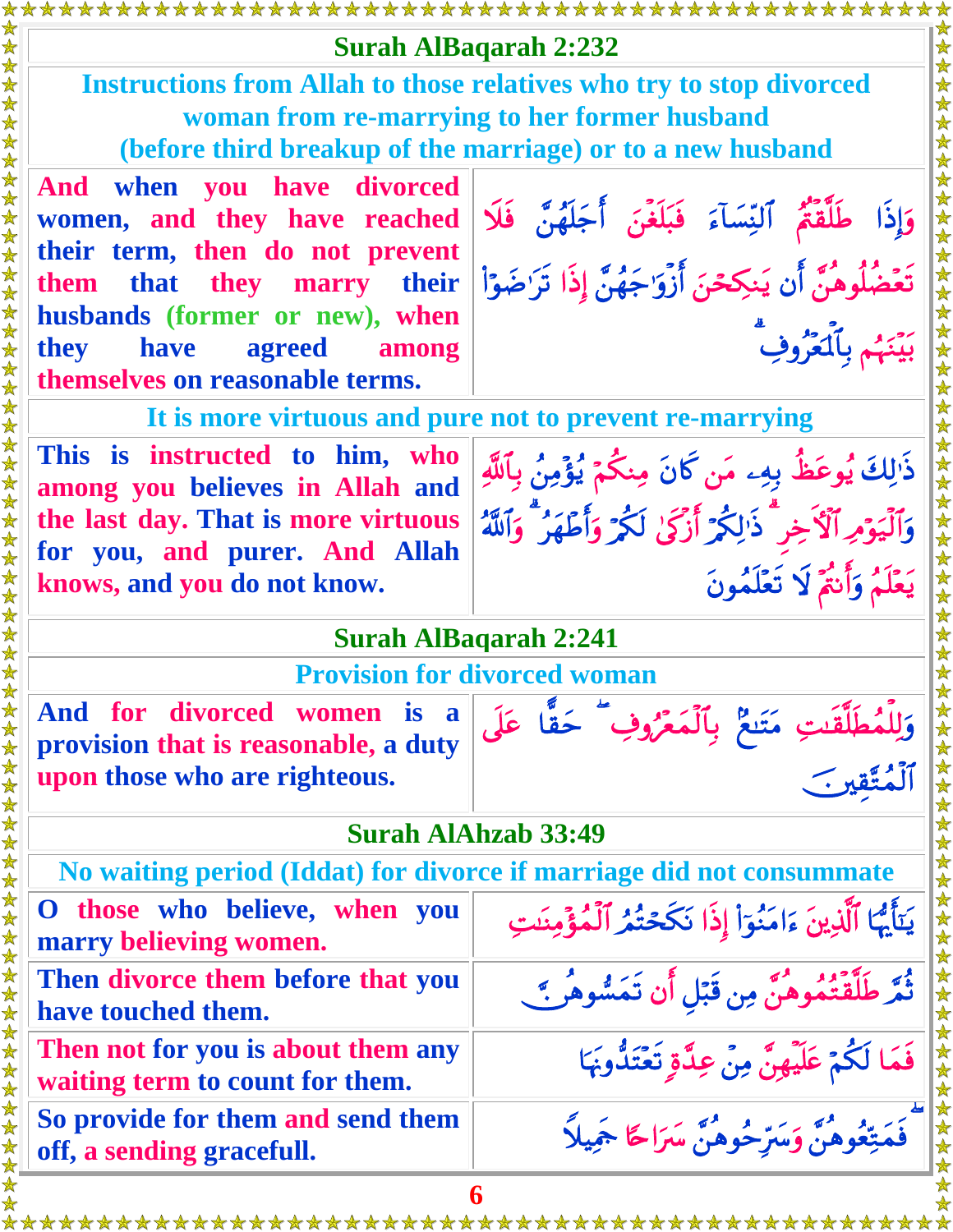## Surah AlBaqarah 2:232

### Instructions from Allah to those relatives who try to stop divorced woman from re-marrying to her former husband (before third breakup of the marriage) or to a new husband

| | |
|---|---|
| And when you have divorced women, and they have reached their term, then do not prevent them that they marry their husbands (former or new), when they have agreed among themselves on reasonable terms. | وَإِذَا طَلَّقْتُمُ ٱلنِّسَآءَ فَبَلَغْنَ أَجَلَهُنَّ فَلَا تَعْضُلُوهُنَّ أَن يَنكِحْنَ أَزْوَٰجَهُنَّ إِذَا تَرَٰضَوْا۟ بَيْنَهُم بِٱلْمَعْرُوفِ ۗ |

### It is more virtuous and pure not to prevent re-marrying

| | |
|---|---|
| This is instructed to him, who among you believes in Allah and the last day. That is more virtuous for you, and purer. And Allah knows, and you do not know. | ذَٰلِكَ يُوعَظُ بِهِۦ مَن كَانَ مِنكُمْ يُؤْمِنُ بِٱللَّهِ وَٱلْيَوْمِ ٱلْءَاخِرِ ۗ ذَٰلِكُمْ أَزْكَىٰ لَكُمْ وَأَطْهَرُ ۗ وَٱللَّهُ يَعْلَمُ وَأَنتُمْ لَا تَعْلَمُونَ |

## Surah AlBaqarah 2:241

### Provision for divorced woman

| | |
|---|---|
| And for divorced women is a provision that is reasonable, a duty upon those who are righteous. | وَلِلْمُطَلَّقَٰتِ مَتَٰعٌۢ بِٱلْمَعْرُوفِ ۖ حَقًّا عَلَى ٱلْمُتَّقِينَ |

## Surah AlAhzab 33:49

### No waiting period (Iddat) for divorce if marriage did not consummate

| | |
|---|---|
| O those who believe, when you marry believing women. | يَٰٓأَيُّهَا ٱلَّذِينَ ءَامَنُوٓا۟ إِذَا نَكَحْتُمُ ٱلْمُؤْمِنَٰتِ |
| Then divorce them before that you have touched them. | ثُمَّ طَلَّقْتُمُوهُنَّ مِن قَبْلِ أَن تَمَسُّوهُنَّ |
| Then not for you is about them any waiting term to count for them. | فَمَا لَكُمْ عَلَيْهِنَّ مِنْ عِدَّةٍ تَعْتَدُّونَهَا |
| So provide for them and send them off, a sending gracefull. | فَمَتِّعُوهُنَّ وَسَرِّحُوهُنَّ سَرَاحًا جَمِيلًا |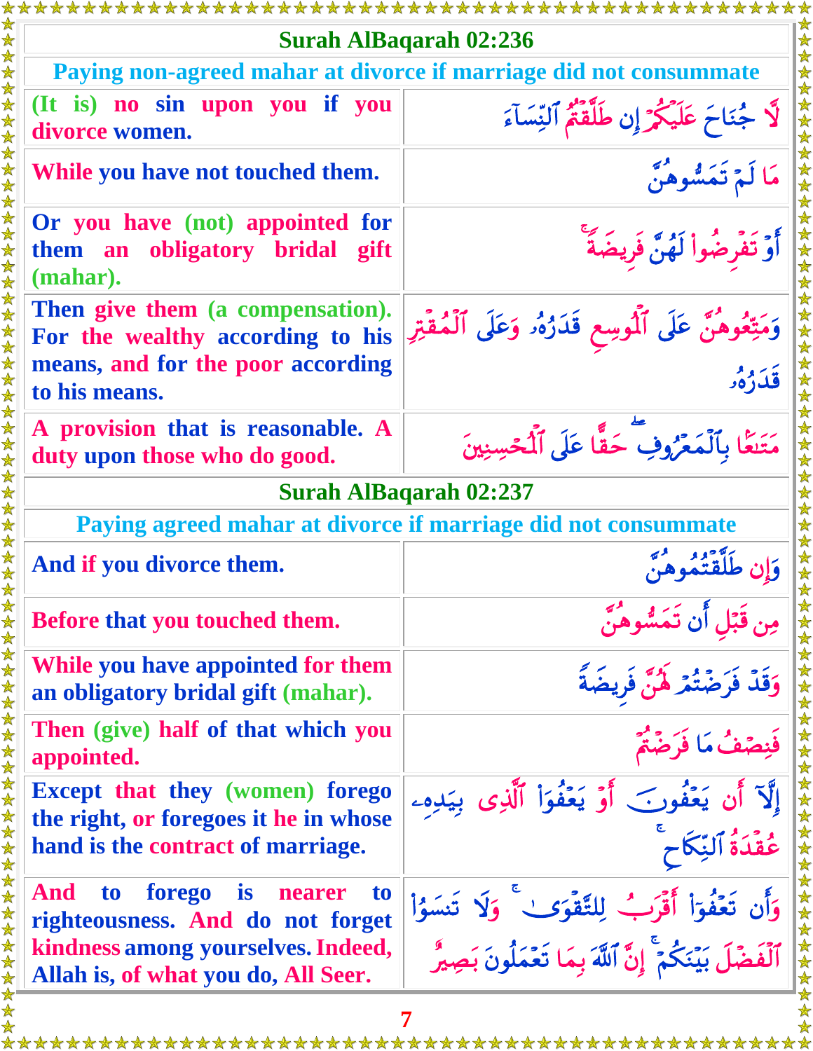## Surah AlBaqarah 02:236

### Paying non-agreed mahar at divorce if marriage did not consummate

| English | Arabic |
|---|---|
| (It is) no sin upon you if you divorce women. | لَّا جُنَاحَ عَلَيۡكُمۡ إِن طَلَّقۡتُمُ ٱلنِّسَآءَ |
| While you have not touched them. | مَا لَمۡ تَمَسُّوهُنَّ |
| Or you have (not) appointed for them an obligatory bridal gift (mahar). | أَوۡ تَفۡرِضُواْ لَهُنَّ فَرِيضَةٗۚ |
| Then give them (a compensation). For the wealthy according to his means, and for the poor according to his means. | وَمَتِّعُوهُنَّ عَلَى ٱلۡمُوسِعِ قَدَرُهُۥ وَعَلَى ٱلۡمُقۡتِرِ قَدَرُهُۥ |
| A provision that is reasonable. A duty upon those who do good. | مَتَٰعَۢا بِٱلۡمَعۡرُوفِۖ حَقًّا عَلَى ٱلۡمُحۡسِنِينَ |

## Surah AlBaqarah 02:237

### Paying agreed mahar at divorce if marriage did not consummate

| English | Arabic |
|---|---|
| And if you divorce them. | وَإِن طَلَّقۡتُمُوهُنَّ |
| Before that you touched them. | مِن قَبۡلِ أَن تَمَسُّوهُنَّ |
| While you have appointed for them an obligatory bridal gift (mahar). | وَقَدۡ فَرَضۡتُمۡ لَهُنَّ فَرِيضَةٗ |
| Then (give) half of that which you appointed. | فَنِصۡفُ مَا فَرَضۡتُمۡ |
| Except that they (women) forego the right, or foregoes it he in whose hand is the contract of marriage. | إِلَّآ أَن يَعۡفُونَ أَوۡ يَعۡفُوَاْ ٱلَّذِي بِيَدِهِۦ عُقۡدَةُ ٱلنِّكَاحِۚ |
| And to forego is nearer to righteousness. And do not forget kindness among yourselves. Indeed, Allah is, of what you do, All Seer. | وَأَن تَعۡفُوٓاْ أَقۡرَبُ لِلتَّقۡوَىٰۚ وَلَا تَنسَوُاْ ٱلۡفَضۡلَ بَيۡنَكُمۡۚ إِنَّ ٱللَّهَ بِمَا تَعۡمَلُونَ بَصِيرٌ |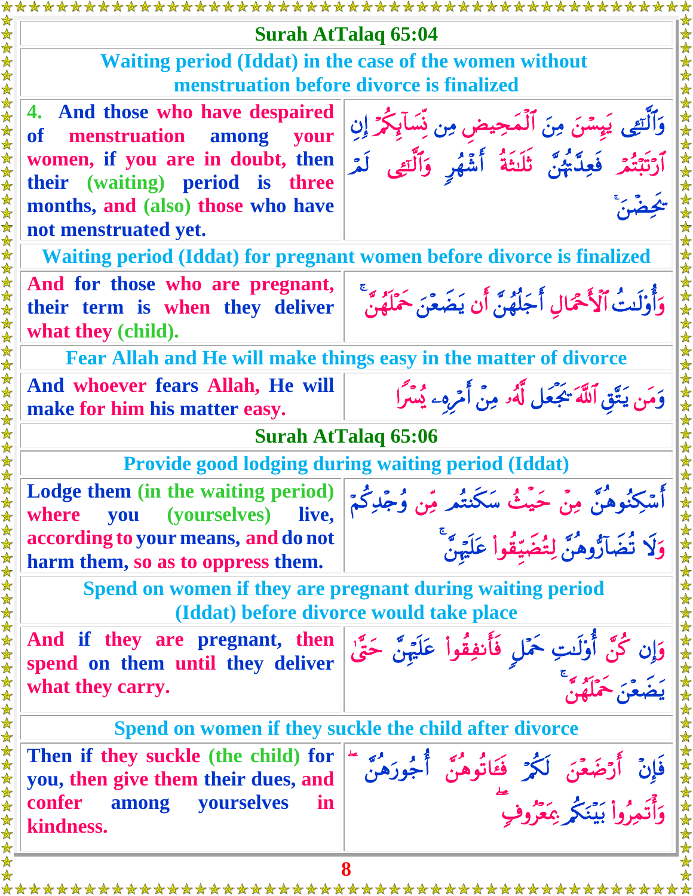## Surah AtTalaq 65:04

### Waiting period (Iddat) in the case of the women without menstruation before divorce is finalized

| | |
|---|---|
| 4. And those who have despaired of menstruation among your women, if you are in doubt, then their (waiting) period is three months, and (also) those who have not menstruated yet. | وَٱلَّـٰٓـِٔى يَئِسْنَ مِنَ ٱلْمَحِيضِ مِن نِّسَآئِكُمْ إِنِ ٱرْتَبْتُمْ فَعِدَّتُهُنَّ ثَلَـٰثَةُ أَشْهُرٍ وَٱلَّـٰٓـِٔى لَمْ يَحِضْنَ ۚ |

### Waiting period (Iddat) for pregnant women before divorce is finalized

| | |
|---|---|
| And for those who are pregnant, their term is when they deliver what they (child). | وَأُو۟لَـٰتُ ٱلْأَحْمَالِ أَجَلُهُنَّ أَن يَضَعْنَ حَمْلَهُنَّ ۚ |

### Fear Allah and He will make things easy in the matter of divorce

| | |
|---|---|
| And whoever fears Allah, He will make for him his matter easy. | وَمَن يَتَّقِ ٱللَّهَ يَجْعَل لَّهُۥ مِنْ أَمْرِهِۦ يُسْرًا |

## Surah AtTalaq 65:06

### Provide good lodging during waiting period (Iddat)

| | |
|---|---|
| Lodge them (in the waiting period) where you (yourselves) live, according to your means, and do not harm them, so as to oppress them. | أَسْكِنُوهُنَّ مِنْ حَيْثُ سَكَنتُم مِّن وُجْدِكُمْ وَلَا تُضَآرُّوهُنَّ لِتُضَيِّقُوا۟ عَلَيْهِنَّ ۚ |

### Spend on women if they are pregnant during waiting period (Iddat) before divorce would take place

| | |
|---|---|
| And if they are pregnant, then spend on them until they deliver what they carry. | وَإِن كُنَّ أُو۟لَـٰتِ حَمْلٍ فَأَنفِقُوا۟ عَلَيْهِنَّ حَتَّىٰ يَضَعْنَ حَمْلَهُنَّ ۚ |

### Spend on women if they suckle the child after divorce

| | |
|---|---|
| Then if they suckle (the child) for you, then give them their dues, and confer among yourselves in kindness. | فَإِنْ أَرْضَعْنَ لَكُمْ فَـَٔاتُوهُنَّ أُجُورَهُنَّ ۖ وَأْتَمِرُوا۟ بَيْنَكُم بِمَعْرُوفٍ ۖ |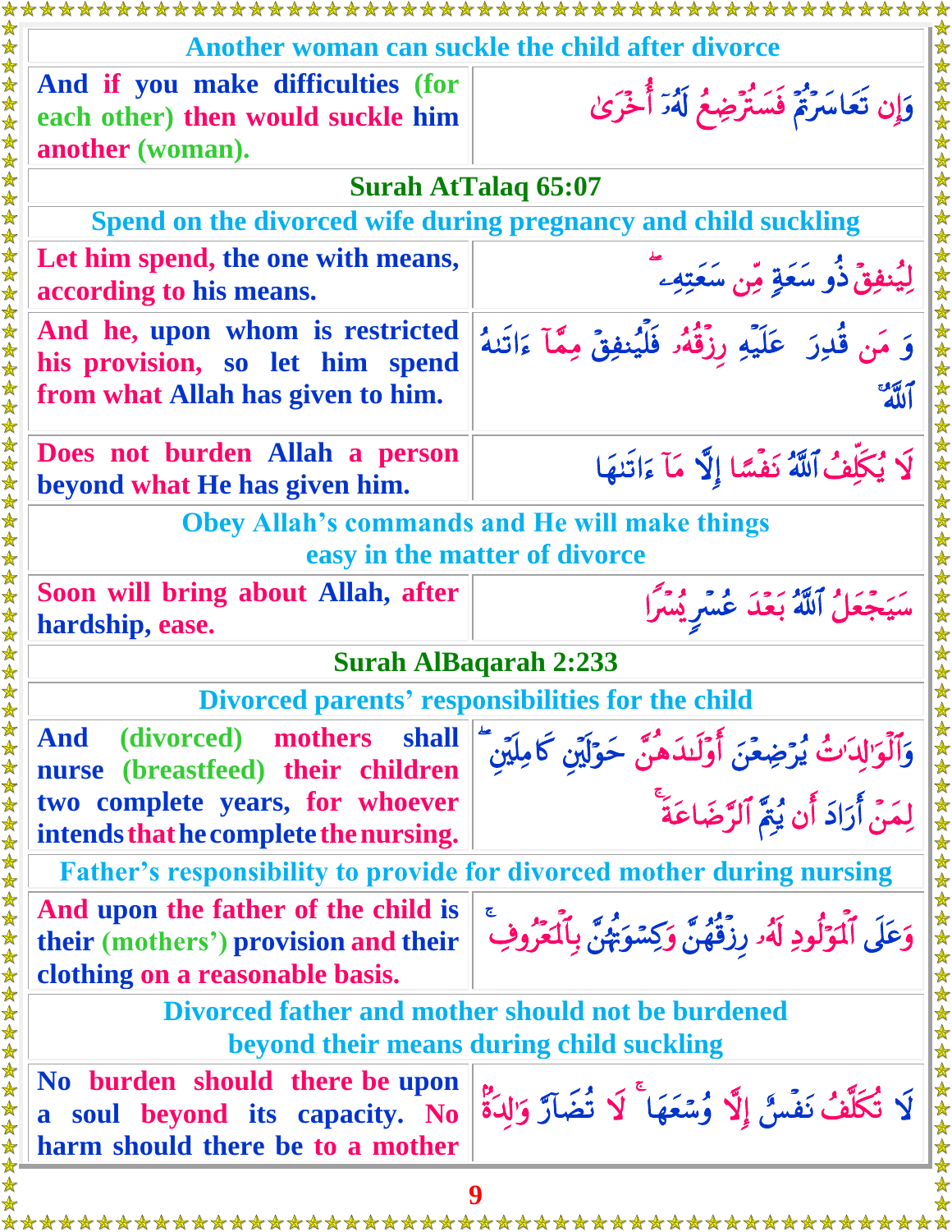**Another woman can suckle the child after divorce**

| | |
|---|---|
| And if you make difficulties (for each other) then would suckle him another (woman). | وَإِن تَعَاسَرۡتُمۡ فَسَتُرۡضِعُ لَهُۥٓ أُخۡرَىٰ |

## Surah AtTalaq 65:07

**Spend on the divorced wife during pregnancy and child suckling**

| | |
|---|---|
| Let him spend, the one with means, according to his means. | لِيُنفِقۡ ذُو سَعَةٖ مِّن سَعَتِهِۦۖ |
| And he, upon whom is restricted his provision, so let him spend from what Allah has given to him. | وَ مَن قُدِرَ عَلَيۡهِ رِزۡقُهُۥ فَلۡيُنفِقۡ مِمَّآ ءَاتَىٰهُ ٱللَّهُۚ |
| Does not burden Allah a person beyond what He has given him. | لَا يُكَلِّفُ ٱللَّهُ نَفۡسًا إِلَّا مَآ ءَاتَىٰهَا |

**Obey Allah's commands and He will make things easy in the matter of divorce**

| | |
|---|---|
| Soon will bring about Allah, after hardship, ease. | سَيَجۡعَلُ ٱللَّهُ بَعۡدَ عُسۡرٖ يُسۡرٗا |

## Surah AlBaqarah 2:233

**Divorced parents' responsibilities for the child**

| | |
|---|---|
| And (divorced) mothers shall nurse (breastfeed) their children two complete years, for whoever intends that he complete the nursing. | وَٱلۡوَٰلِدَٰتُ يُرۡضِعۡنَ أَوۡلَٰدَهُنَّ حَوۡلَيۡنِ كَامِلَيۡنِۖ لِمَنۡ أَرَادَ أَن يُتِمَّ ٱلرَّضَاعَةَۚ |

**Father's responsibility to provide for divorced mother during nursing**

| | |
|---|---|
| And upon the father of the child is their (mothers') provision and their clothing on a reasonable basis. | وَعَلَى ٱلۡمَوۡلُودِ لَهُۥ رِزۡقُهُنَّ وَكِسۡوَتُهُنَّ بِٱلۡمَعۡرُوفِۚ |

**Divorced father and mother should not be burdened beyond their means during child suckling**

| | |
|---|---|
| No burden should there be upon a soul beyond its capacity. No harm should there be to a mother | لَا تُكَلَّفُ نَفۡسٌ إِلَّا وُسۡعَهَاۚ لَا تُضَآرَّ وَٰلِدَةُۢ |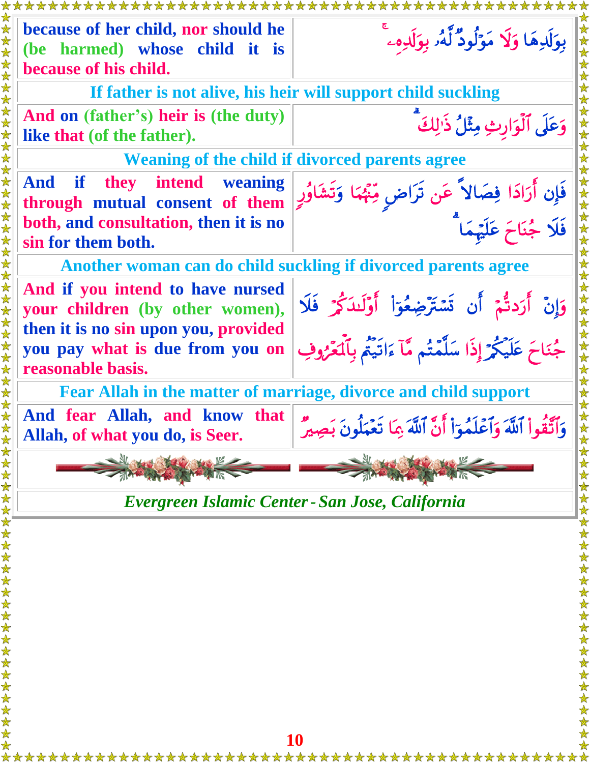| | |
|---|---|
| because of her child, nor should he (be harmed) whose child it is because of his child. | بِوَلَدِهَا وَلَا مَوْلُودٌ لَّهُۥ بِوَلَدِهِۦ ۚ |

**If father is not alive, his heir will support child suckling**

| | |
|---|---|
| And on (father's) heir is (the duty) like that (of the father). | وَعَلَى ٱلْوَارِثِ مِثْلُ ذَٰلِكَ ۗ |

**Weaning of the child if divorced parents agree**

| | |
|---|---|
| And if they intend weaning through mutual consent of them both, and consultation, then it is no sin for them both. | فَإِنْ أَرَادَا فِصَالًا عَن تَرَاضٍ مِّنْهُمَا وَتَشَاوُرٍ فَلَا جُنَاحَ عَلَيْهِمَا ۗ |

**Another woman can do child suckling if divorced parents agree**

| | |
|---|---|
| And if you intend to have nursed your children (by other women), then it is no sin upon you, provided you pay what is due from you on reasonable basis. | وَإِنْ أَرَدتُّمْ أَن تَسْتَرْضِعُوٓا۟ أَوْلَٰدَكُمْ فَلَا جُنَاحَ عَلَيْكُمْ إِذَا سَلَّمْتُم مَّآ ءَاتَيْتُم بِٱلْمَعْرُوفِ |

**Fear Allah in the matter of marriage, divorce and child support**

| | |
|---|---|
| And fear Allah, and know that Allah, of what you do, is Seer. | وَٱتَّقُوا۟ ٱللَّهَ وَٱعْلَمُوٓا۟ أَنَّ ٱللَّهَ بِمَا تَعْمَلُونَ بَصِيرٌ |

*Evergreen Islamic Center - San Jose, California*